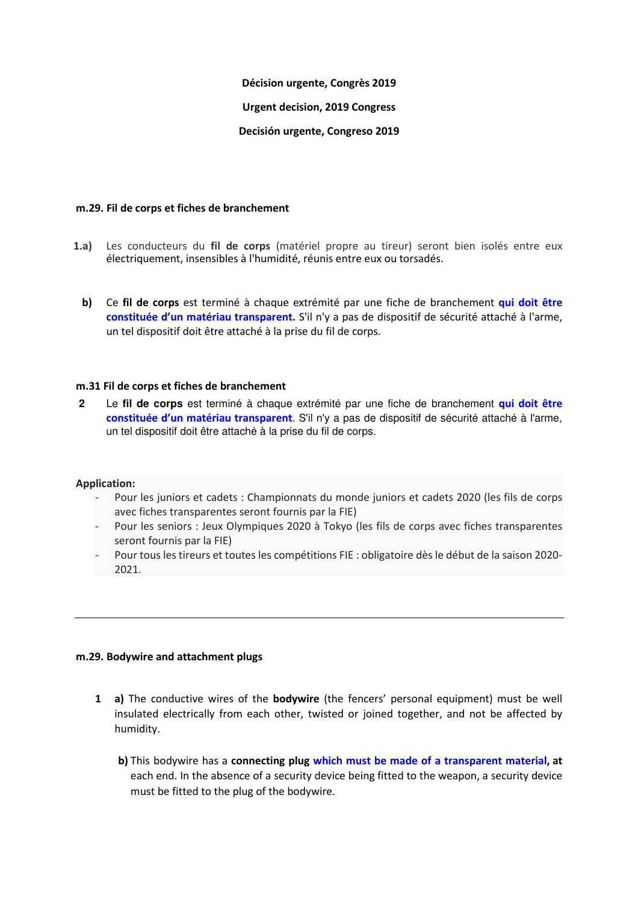**Décision urgente, Congrès 2019**

**Urgent decision, 2019 Congress**

**Decisión urgente, Congreso 2019**

**m.29. Fil de corps et fiches de branchement**

**1.a)** Les conducteurs du **fil de corps** (matériel propre au tireur) seront bien isolés entre eux électriquement, insensibles à l'humidité, réunis entre eux ou torsadés.

**b)** Ce **fil de corps** est terminé à chaque extrémité par une fiche de branchement **qui doit être constituée d'un matériau transparent.** S'il n'y a pas de dispositif de sécurité attaché à l'arme, un tel dispositif doit être attaché à la prise du fil de corps.

**m.31 Fil de corps et fiches de branchement**

**2** Le **fil de corps** est terminé à chaque extrémité par une fiche de branchement **qui doit être constituée d'un matériau transparent**. S'il n'y a pas de dispositif de sécurité attaché à l'arme, un tel dispositif doit être attaché à la prise du fil de corps.

**Application:**

- Pour les juniors et cadets : Championnats du monde juniors et cadets 2020 (les fils de corps avec fiches transparentes seront fournis par la FIE)
- Pour les seniors : Jeux Olympiques 2020 à Tokyo (les fils de corps avec fiches transparentes seront fournis par la FIE)
- Pour tous les tireurs et toutes les compétitions FIE : obligatoire dès le début de la saison 2020-2021.

---

**m.29. Bodywire and attachment plugs**

**1** **a)** The conductive wires of the **bodywire** (the fencers' personal equipment) must be well insulated electrically from each other, twisted or joined together, and not be affected by humidity.

**b)** This bodywire has a **connecting plug** **which must be made of a transparent material, at** each end. In the absence of a security device being fitted to the weapon, a security device must be fitted to the plug of the bodywire.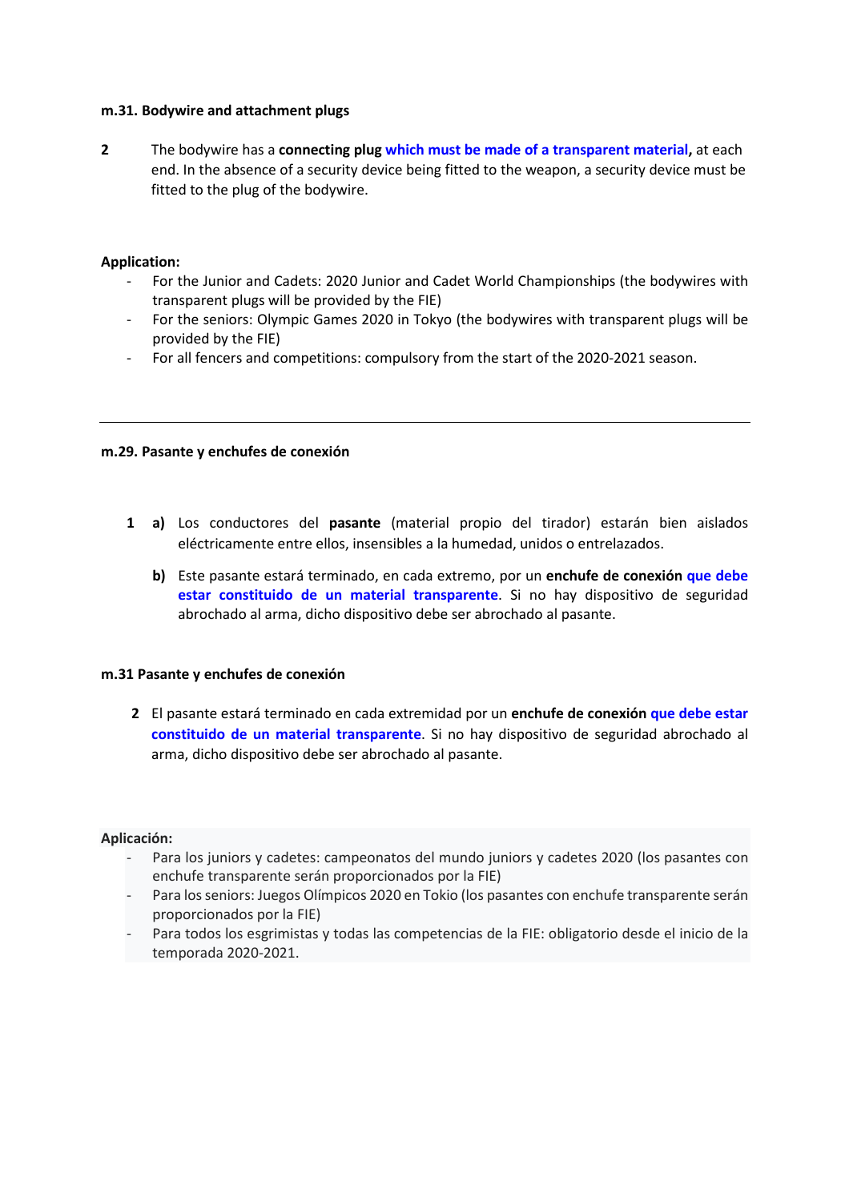**m.31. Bodywire and attachment plugs**

**2** The bodywire has a **connecting plug which must be made of a transparent material,** at each end. In the absence of a security device being fitted to the weapon, a security device must be fitted to the plug of the bodywire.

**Application:**

- For the Junior and Cadets: 2020 Junior and Cadet World Championships (the bodywires with transparent plugs will be provided by the FIE)
- For the seniors: Olympic Games 2020 in Tokyo (the bodywires with transparent plugs will be provided by the FIE)
- For all fencers and competitions: compulsory from the start of the 2020-2021 season.

---

**m.29. Pasante y enchufes de conexión**

**1** **a)** Los conductores del **pasante** (material propio del tirador) estarán bien aislados eléctricamente entre ellos, insensibles a la humedad, unidos o entrelazados.

**b)** Este pasante estará terminado, en cada extremo, por un **enchufe de conexión que debe estar constituido de un material transparente**. Si no hay dispositivo de seguridad abrochado al arma, dicho dispositivo debe ser abrochado al pasante.

**m.31 Pasante y enchufes de conexión**

**2** El pasante estará terminado en cada extremidad por un **enchufe de conexión que debe estar constituido de un material transparente**. Si no hay dispositivo de seguridad abrochado al arma, dicho dispositivo debe ser abrochado al pasante.

**Aplicación:**

- Para los juniors y cadetes: campeonatos del mundo juniors y cadetes 2020 (los pasantes con enchufe transparente serán proporcionados por la FIE)
- Para los seniors: Juegos Olímpicos 2020 en Tokio (los pasantes con enchufe transparente serán proporcionados por la FIE)
- Para todos los esgrimistas y todas las competencias de la FIE: obligatorio desde el inicio de la temporada 2020-2021.